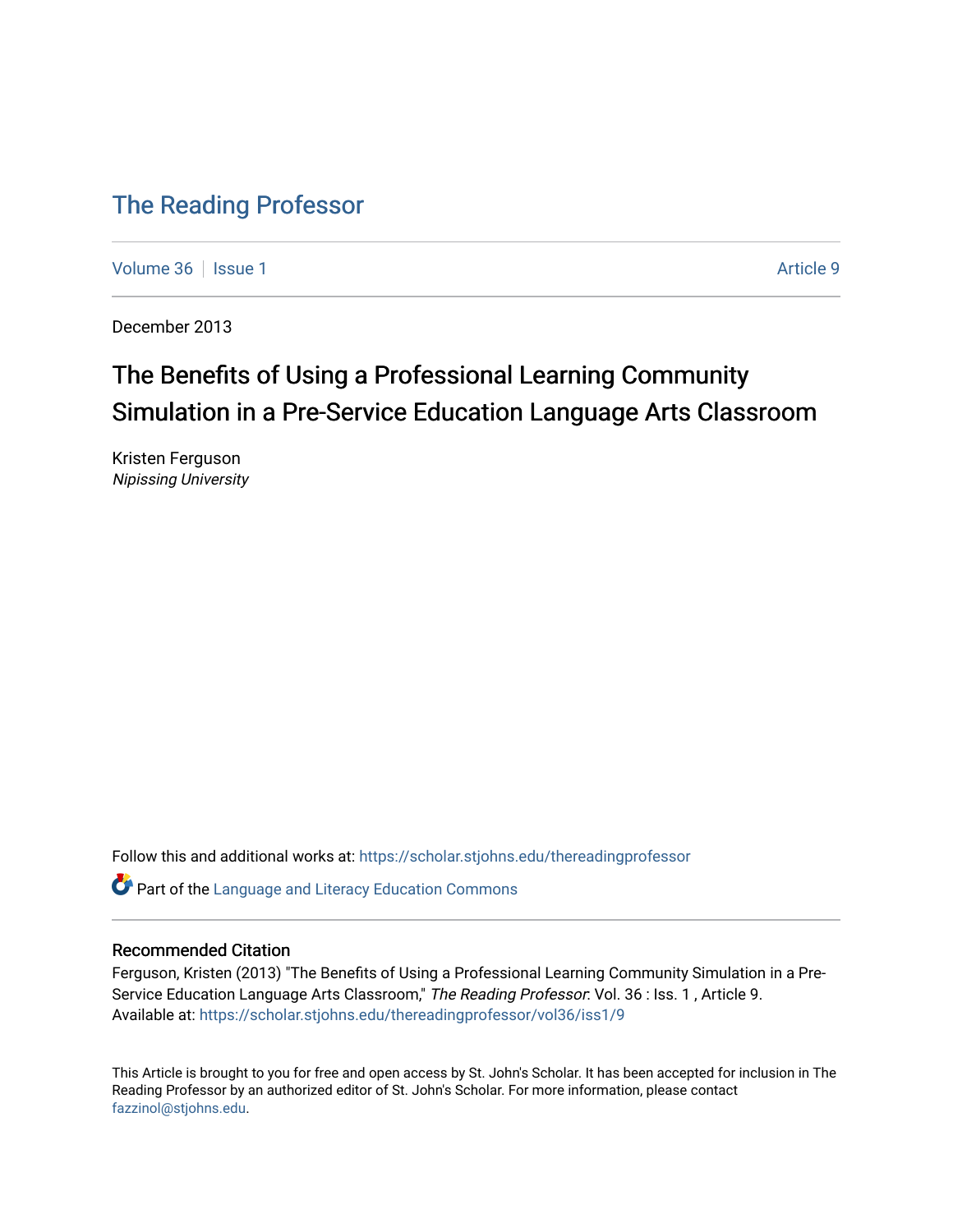# The Reading Professor

Volume 36 | Issue 1 | Article 9

December 2013

## The Benefits of Using a Professional Learning Community Simulation in a Pre-Service Education Language Arts Classroom

Kristen Ferguson
*Nipissing University*

Follow this and additional works at: https://scholar.stjohns.edu/thereadingprofessor

Part of the Language and Literacy Education Commons

### Recommended Citation

Ferguson, Kristen (2013) "The Benefits of Using a Professional Learning Community Simulation in a Pre-Service Education Language Arts Classroom," *The Reading Professor*: Vol. 36 : Iss. 1 , Article 9.
Available at: https://scholar.stjohns.edu/thereadingprofessor/vol36/iss1/9

This Article is brought to you for free and open access by St. John's Scholar. It has been accepted for inclusion in The Reading Professor by an authorized editor of St. John's Scholar. For more information, please contact fazzinol@stjohns.edu.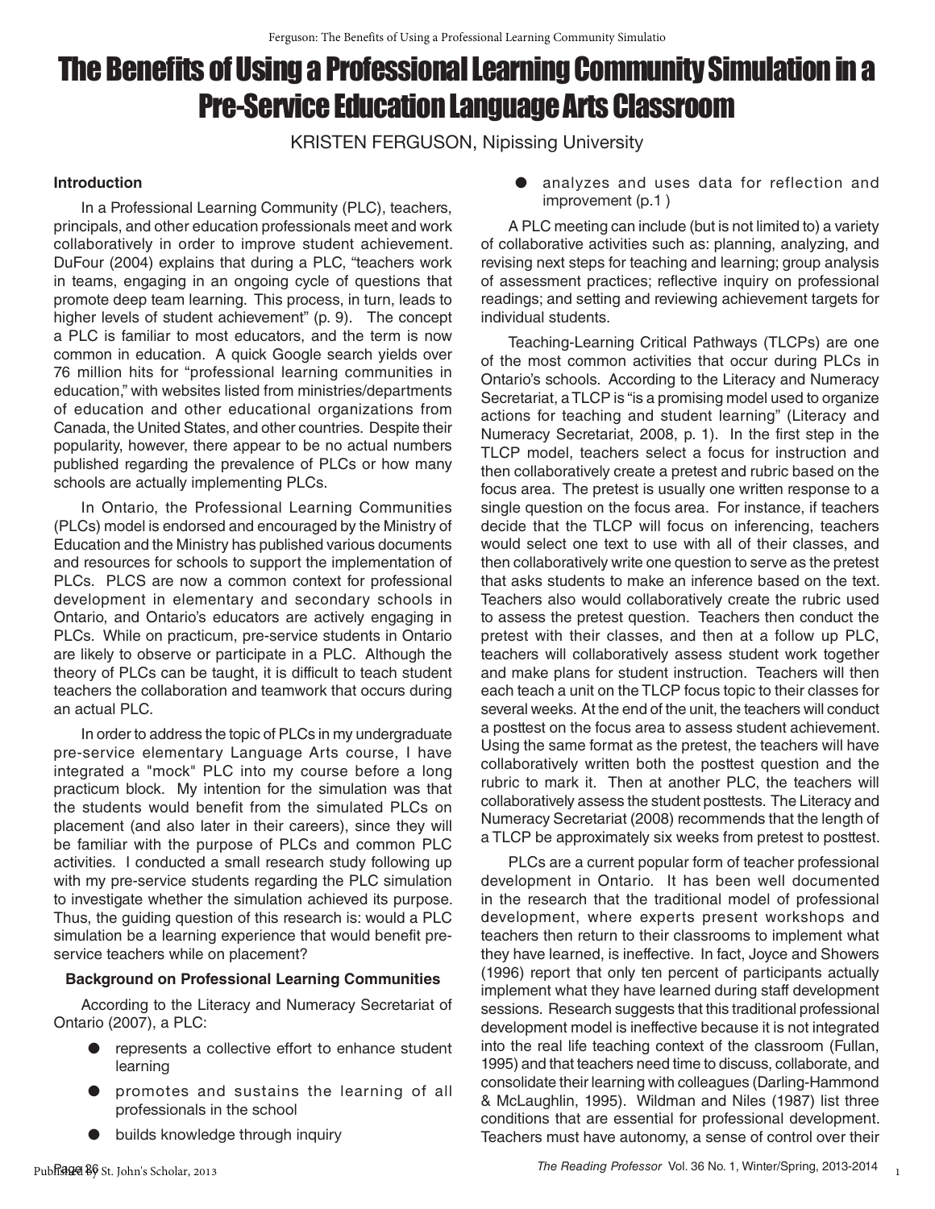# The Benefits of Using a Professional Learning Community Simulation in a Pre-Service Education Language Arts Classroom

KRISTEN FERGUSON, Nipissing University

### Introduction

In a Professional Learning Community (PLC), teachers, principals, and other education professionals meet and work collaboratively in order to improve student achievement. DuFour (2004) explains that during a PLC, "teachers work in teams, engaging in an ongoing cycle of questions that promote deep team learning. This process, in turn, leads to higher levels of student achievement" (p. 9). The concept a PLC is familiar to most educators, and the term is now common in education. A quick Google search yields over 76 million hits for "professional learning communities in education," with websites listed from ministries/departments of education and other educational organizations from Canada, the United States, and other countries. Despite their popularity, however, there appear to be no actual numbers published regarding the prevalence of PLCs or how many schools are actually implementing PLCs.

In Ontario, the Professional Learning Communities (PLCs) model is endorsed and encouraged by the Ministry of Education and the Ministry has published various documents and resources for schools to support the implementation of PLCs. PLCS are now a common context for professional development in elementary and secondary schools in Ontario, and Ontario's educators are actively engaging in PLCs. While on practicum, pre-service students in Ontario are likely to observe or participate in a PLC. Although the theory of PLCs can be taught, it is difficult to teach student teachers the collaboration and teamwork that occurs during an actual PLC.

In order to address the topic of PLCs in my undergraduate pre-service elementary Language Arts course, I have integrated a "mock" PLC into my course before a long practicum block. My intention for the simulation was that the students would benefit from the simulated PLCs on placement (and also later in their careers), since they will be familiar with the purpose of PLCs and common PLC activities. I conducted a small research study following up with my pre-service students regarding the PLC simulation to investigate whether the simulation achieved its purpose. Thus, the guiding question of this research is: would a PLC simulation be a learning experience that would benefit pre-service teachers while on placement?

### Background on Professional Learning Communities

According to the Literacy and Numeracy Secretariat of Ontario (2007), a PLC:

- represents a collective effort to enhance student learning
- promotes and sustains the learning of all professionals in the school
- builds knowledge through inquiry
- analyzes and uses data for reflection and improvement (p.1 )

A PLC meeting can include (but is not limited to) a variety of collaborative activities such as: planning, analyzing, and revising next steps for teaching and learning; group analysis of assessment practices; reflective inquiry on professional readings; and setting and reviewing achievement targets for individual students.

Teaching-Learning Critical Pathways (TLCPs) are one of the most common activities that occur during PLCs in Ontario's schools. According to the Literacy and Numeracy Secretariat, a TLCP is "is a promising model used to organize actions for teaching and student learning" (Literacy and Numeracy Secretariat, 2008, p. 1). In the first step in the TLCP model, teachers select a focus for instruction and then collaboratively create a pretest and rubric based on the focus area. The pretest is usually one written response to a single question on the focus area. For instance, if teachers decide that the TLCP will focus on inferencing, teachers would select one text to use with all of their classes, and then collaboratively write one question to serve as the pretest that asks students to make an inference based on the text. Teachers also would collaboratively create the rubric used to assess the pretest question. Teachers then conduct the pretest with their classes, and then at a follow up PLC, teachers will collaboratively assess student work together and make plans for student instruction. Teachers will then each teach a unit on the TLCP focus topic to their classes for several weeks. At the end of the unit, the teachers will conduct a posttest on the focus area to assess student achievement. Using the same format as the pretest, the teachers will have collaboratively written both the posttest question and the rubric to mark it. Then at another PLC, the teachers will collaboratively assess the student posttests. The Literacy and Numeracy Secretariat (2008) recommends that the length of a TLCP be approximately six weeks from pretest to posttest.

PLCs are a current popular form of teacher professional development in Ontario. It has been well documented in the research that the traditional model of professional development, where experts present workshops and teachers then return to their classrooms to implement what they have learned, is ineffective. In fact, Joyce and Showers (1996) report that only ten percent of participants actually implement what they have learned during staff development sessions. Research suggests that this traditional professional development model is ineffective because it is not integrated into the real life teaching context of the classroom (Fullan, 1995) and that teachers need time to discuss, collaborate, and consolidate their learning with colleagues (Darling-Hammond & McLaughlin, 1995). Wildman and Niles (1987) list three conditions that are essential for professional development. Teachers must have autonomy, a sense of control over their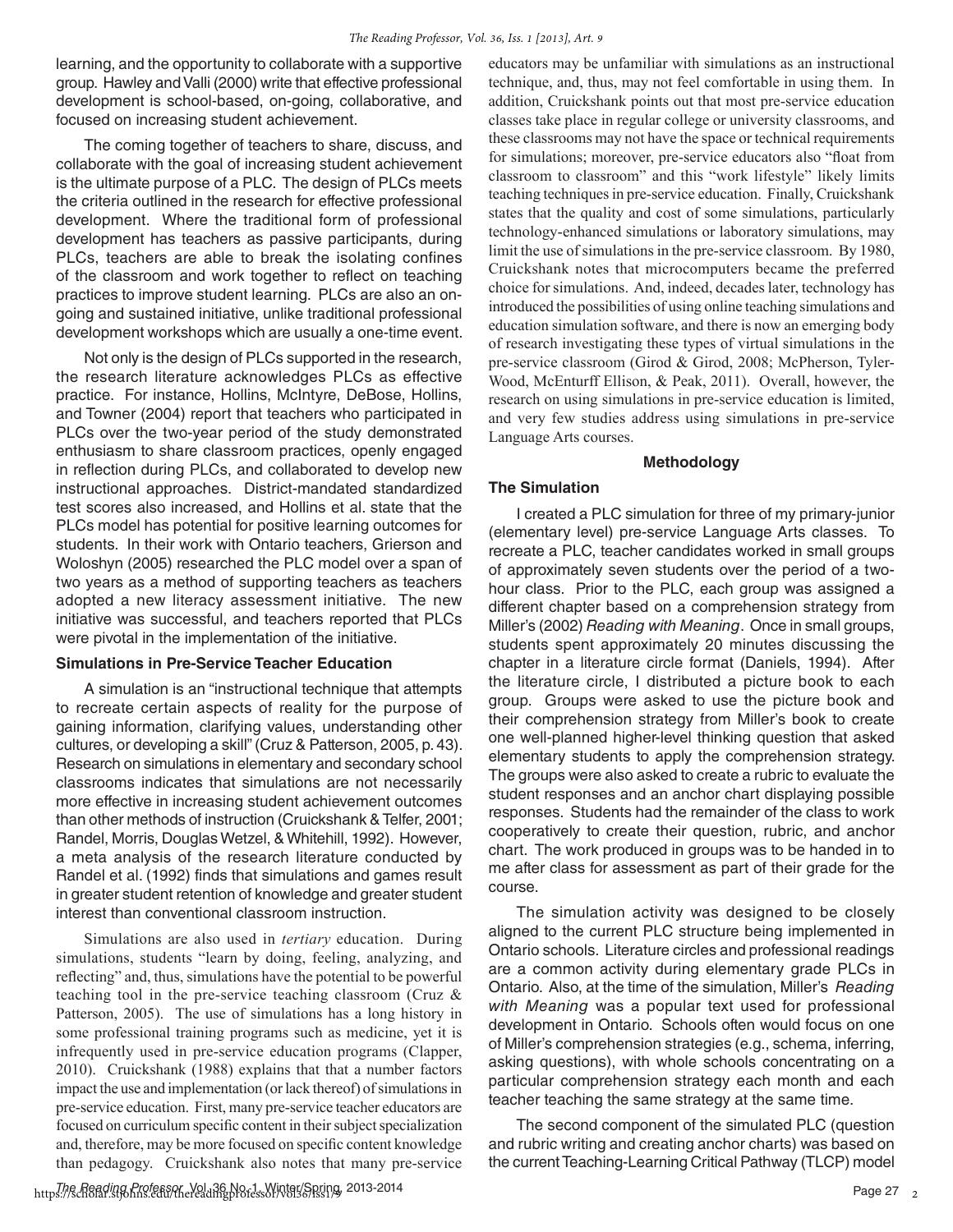learning, and the opportunity to collaborate with a supportive group. Hawley and Valli (2000) write that effective professional development is school-based, on-going, collaborative, and focused on increasing student achievement.

The coming together of teachers to share, discuss, and collaborate with the goal of increasing student achievement is the ultimate purpose of a PLC. The design of PLCs meets the criteria outlined in the research for effective professional development. Where the traditional form of professional development has teachers as passive participants, during PLCs, teachers are able to break the isolating confines of the classroom and work together to reflect on teaching practices to improve student learning. PLCs are also an on-going and sustained initiative, unlike traditional professional development workshops which are usually a one-time event.

Not only is the design of PLCs supported in the research, the research literature acknowledges PLCs as effective practice. For instance, Hollins, McIntyre, DeBose, Hollins, and Towner (2004) report that teachers who participated in PLCs over the two-year period of the study demonstrated enthusiasm to share classroom practices, openly engaged in reflection during PLCs, and collaborated to develop new instructional approaches. District-mandated standardized test scores also increased, and Hollins et al. state that the PLCs model has potential for positive learning outcomes for students. In their work with Ontario teachers, Grierson and Woloshyn (2005) researched the PLC model over a span of two years as a method of supporting teachers as teachers adopted a new literacy assessment initiative. The new initiative was successful, and teachers reported that PLCs were pivotal in the implementation of the initiative.

### Simulations in Pre-Service Teacher Education

A simulation is an "instructional technique that attempts to recreate certain aspects of reality for the purpose of gaining information, clarifying values, understanding other cultures, or developing a skill" (Cruz & Patterson, 2005, p. 43). Research on simulations in elementary and secondary school classrooms indicates that simulations are not necessarily more effective in increasing student achievement outcomes than other methods of instruction (Cruickshank & Telfer, 2001; Randel, Morris, Douglas Wetzel, & Whitehill, 1992). However, a meta analysis of the research literature conducted by Randel et al. (1992) finds that simulations and games result in greater student retention of knowledge and greater student interest than conventional classroom instruction.

Simulations are also used in *tertiary* education. During simulations, students "learn by doing, feeling, analyzing, and reflecting" and, thus, simulations have the potential to be powerful teaching tool in the pre-service teaching classroom (Cruz & Patterson, 2005). The use of simulations has a long history in some professional training programs such as medicine, yet it is infrequently used in pre-service education programs (Clapper, 2010). Cruickshank (1988) explains that that a number factors impact the use and implementation (or lack thereof) of simulations in pre-service education. First, many pre-service teacher educators are focused on curriculum specific content in their subject specialization and, therefore, may be more focused on specific content knowledge than pedagogy. Cruickshank also notes that many pre-service educators may be unfamiliar with simulations as an instructional technique, and, thus, may not feel comfortable in using them. In addition, Cruickshank points out that most pre-service education classes take place in regular college or university classrooms, and these classrooms may not have the space or technical requirements for simulations; moreover, pre-service educators also "float from classroom to classroom" and this "work lifestyle" likely limits teaching techniques in pre-service education. Finally, Cruickshank states that the quality and cost of some simulations, particularly technology-enhanced simulations or laboratory simulations, may limit the use of simulations in the pre-service classroom. By 1980, Cruickshank notes that microcomputers became the preferred choice for simulations. And, indeed, decades later, technology has introduced the possibilities of using online teaching simulations and education simulation software, and there is now an emerging body of research investigating these types of virtual simulations in the pre-service classroom (Girod & Girod, 2008; McPherson, Tyler-Wood, McEnturff Ellison, & Peak, 2011). Overall, however, the research on using simulations in pre-service education is limited, and very few studies address using simulations in pre-service Language Arts courses.

## Methodology

### The Simulation

I created a PLC simulation for three of my primary-junior (elementary level) pre-service Language Arts classes. To recreate a PLC, teacher candidates worked in small groups of approximately seven students over the period of a two-hour class. Prior to the PLC, each group was assigned a different chapter based on a comprehension strategy from Miller's (2002) *Reading with Meaning*. Once in small groups, students spent approximately 20 minutes discussing the chapter in a literature circle format (Daniels, 1994). After the literature circle, I distributed a picture book to each group. Groups were asked to use the picture book and their comprehension strategy from Miller's book to create one well-planned higher-level thinking question that asked elementary students to apply the comprehension strategy. The groups were also asked to create a rubric to evaluate the student responses and an anchor chart displaying possible responses. Students had the remainder of the class to work cooperatively to create their question, rubric, and anchor chart. The work produced in groups was to be handed in to me after class for assessment as part of their grade for the course.

The simulation activity was designed to be closely aligned to the current PLC structure being implemented in Ontario schools. Literature circles and professional readings are a common activity during elementary grade PLCs in Ontario. Also, at the time of the simulation, Miller's *Reading with Meaning* was a popular text used for professional development in Ontario. Schools often would focus on one of Miller's comprehension strategies (e.g., schema, inferring, asking questions), with whole schools concentrating on a particular comprehension strategy each month and each teacher teaching the same strategy at the same time.

The second component of the simulated PLC (question and rubric writing and creating anchor charts) was based on the current Teaching-Learning Critical Pathway (TLCP) model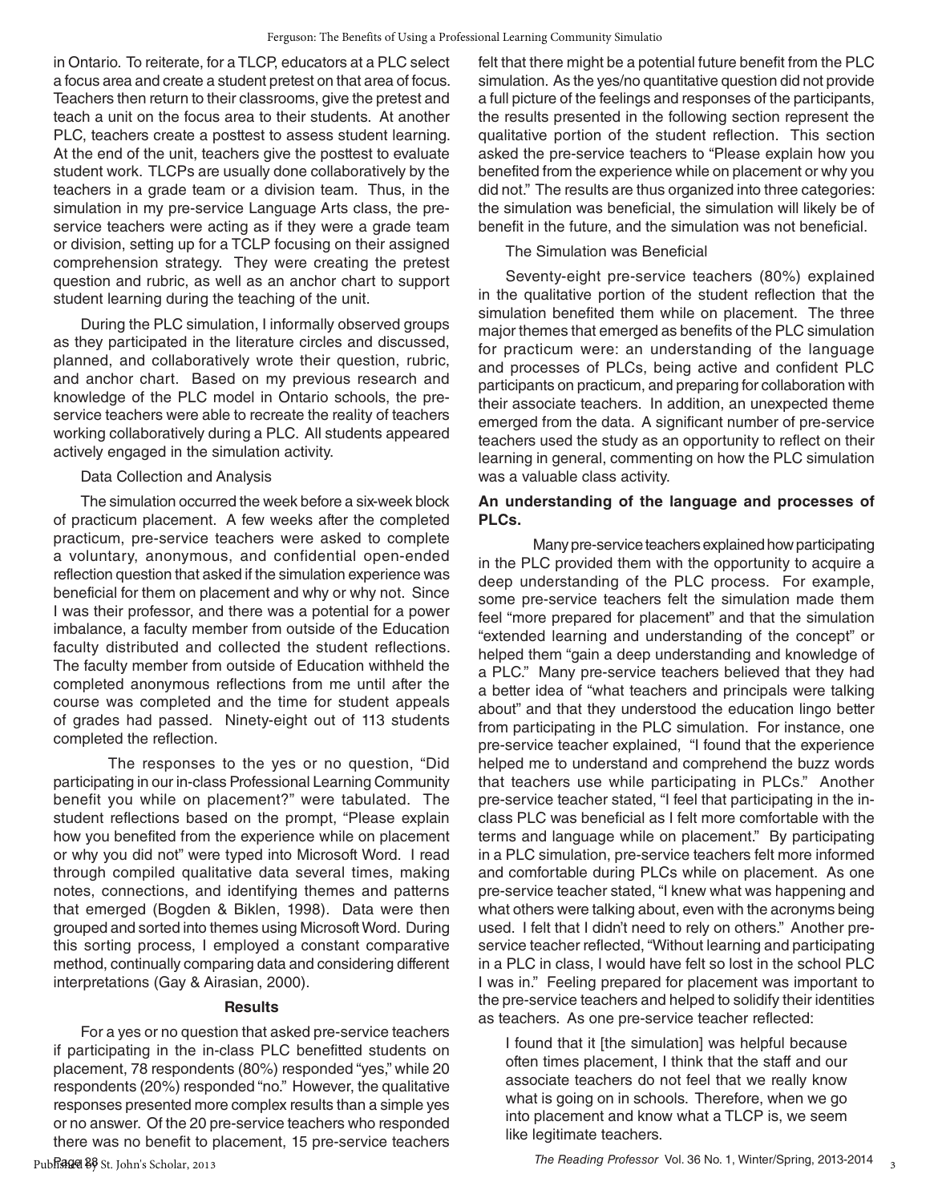in Ontario. To reiterate, for a TLCP, educators at a PLC select a focus area and create a student pretest on that area of focus. Teachers then return to their classrooms, give the pretest and teach a unit on the focus area to their students. At another PLC, teachers create a posttest to assess student learning. At the end of the unit, teachers give the posttest to evaluate student work. TLCPs are usually done collaboratively by the teachers in a grade team or a division team. Thus, in the simulation in my pre-service Language Arts class, the pre-service teachers were acting as if they were a grade team or division, setting up for a TCLP focusing on their assigned comprehension strategy. They were creating the pretest question and rubric, as well as an anchor chart to support student learning during the teaching of the unit.

During the PLC simulation, I informally observed groups as they participated in the literature circles and discussed, planned, and collaboratively wrote their question, rubric, and anchor chart. Based on my previous research and knowledge of the PLC model in Ontario schools, the pre-service teachers were able to recreate the reality of teachers working collaboratively during a PLC. All students appeared actively engaged in the simulation activity.

Data Collection and Analysis

The simulation occurred the week before a six-week block of practicum placement. A few weeks after the completed practicum, pre-service teachers were asked to complete a voluntary, anonymous, and confidential open-ended reflection question that asked if the simulation experience was beneficial for them on placement and why or why not. Since I was their professor, and there was a potential for a power imbalance, a faculty member from outside of the Education faculty distributed and collected the student reflections. The faculty member from outside of Education withheld the completed anonymous reflections from me until after the course was completed and the time for student appeals of grades had passed. Ninety-eight out of 113 students completed the reflection.

The responses to the yes or no question, "Did participating in our in-class Professional Learning Community benefit you while on placement?" were tabulated. The student reflections based on the prompt, "Please explain how you benefited from the experience while on placement or why you did not" were typed into Microsoft Word. I read through compiled qualitative data several times, making notes, connections, and identifying themes and patterns that emerged (Bogden & Biklen, 1998). Data were then grouped and sorted into themes using Microsoft Word. During this sorting process, I employed a constant comparative method, continually comparing data and considering different interpretations (Gay & Airasian, 2000).

## Results

For a yes or no question that asked pre-service teachers if participating in the in-class PLC benefitted students on placement, 78 respondents (80%) responded "yes," while 20 respondents (20%) responded "no." However, the qualitative responses presented more complex results than a simple yes or no answer. Of the 20 pre-service teachers who responded there was no benefit to placement, 15 pre-service teachers felt that there might be a potential future benefit from the PLC simulation. As the yes/no quantitative question did not provide a full picture of the feelings and responses of the participants, the results presented in the following section represent the qualitative portion of the student reflection. This section asked the pre-service teachers to "Please explain how you benefited from the experience while on placement or why you did not." The results are thus organized into three categories: the simulation was beneficial, the simulation will likely be of benefit in the future, and the simulation was not beneficial.

The Simulation was Beneficial

Seventy-eight pre-service teachers (80%) explained in the qualitative portion of the student reflection that the simulation benefited them while on placement. The three major themes that emerged as benefits of the PLC simulation for practicum were: an understanding of the language and processes of PLCs, being active and confident PLC participants on practicum, and preparing for collaboration with their associate teachers. In addition, an unexpected theme emerged from the data. A significant number of pre-service teachers used the study as an opportunity to reflect on their learning in general, commenting on how the PLC simulation was a valuable class activity.

**An understanding of the language and processes of PLCs.**

Many pre-service teachers explained how participating in the PLC provided them with the opportunity to acquire a deep understanding of the PLC process. For example, some pre-service teachers felt the simulation made them feel "more prepared for placement" and that the simulation "extended learning and understanding of the concept" or helped them "gain a deep understanding and knowledge of a PLC." Many pre-service teachers believed that they had a better idea of "what teachers and principals were talking about" and that they understood the education lingo better from participating in the PLC simulation. For instance, one pre-service teacher explained, "I found that the experience helped me to understand and comprehend the buzz words that teachers use while participating in PLCs." Another pre-service teacher stated, "I feel that participating in the in-class PLC was beneficial as I felt more comfortable with the terms and language while on placement." By participating in a PLC simulation, pre-service teachers felt more informed and comfortable during PLCs while on placement. As one pre-service teacher stated, "I knew what was happening and what others were talking about, even with the acronyms being used. I felt that I didn't need to rely on others." Another pre-service teacher reflected, "Without learning and participating in a PLC in class, I would have felt so lost in the school PLC I was in." Feeling prepared for placement was important to the pre-service teachers and helped to solidify their identities as teachers. As one pre-service teacher reflected:

> I found that it [the simulation] was helpful because often times placement, I think that the staff and our associate teachers do not feel that we really know what is going on in schools. Therefore, when we go into placement and know what a TLCP is, we seem like legitimate teachers.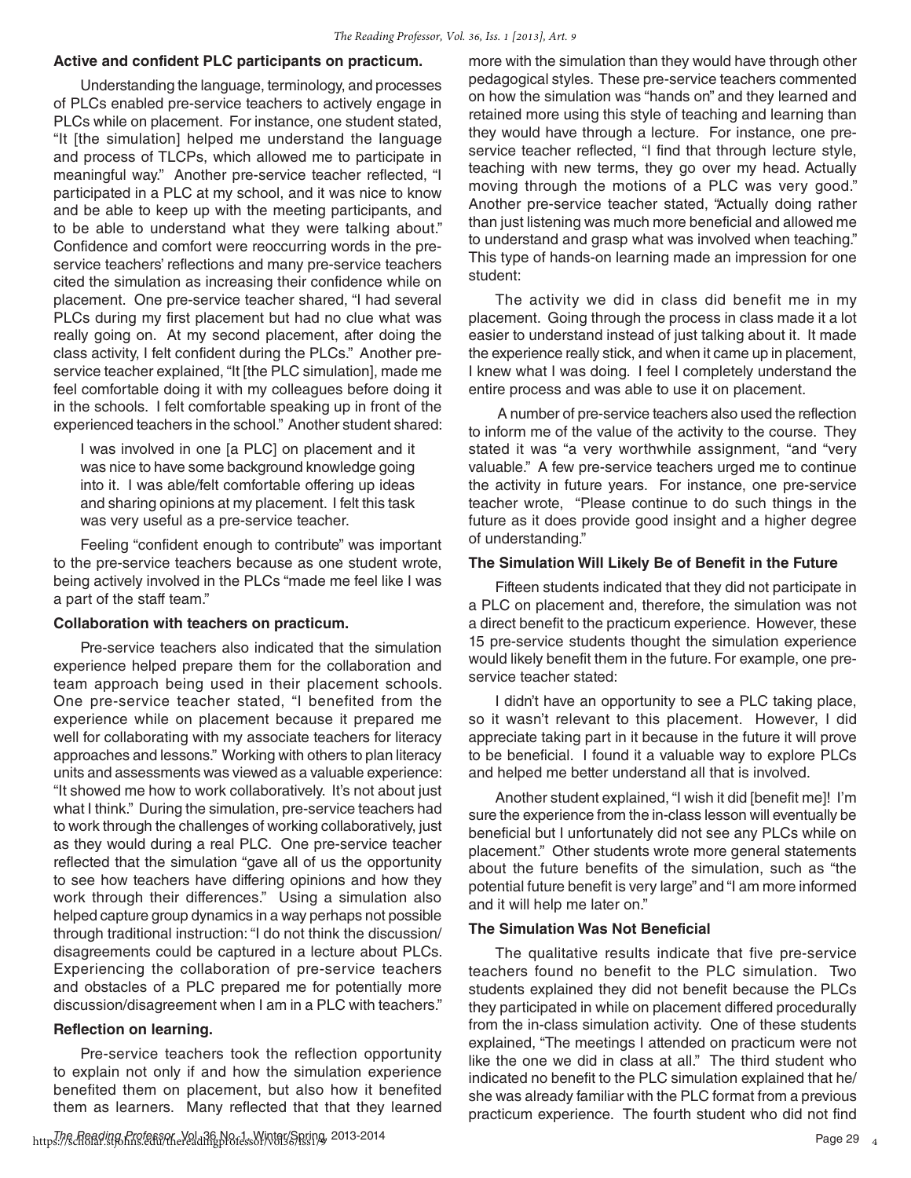**Active and confident PLC participants on practicum.**

Understanding the language, terminology, and processes of PLCs enabled pre-service teachers to actively engage in PLCs while on placement. For instance, one student stated, "It [the simulation] helped me understand the language and process of TLCPs, which allowed me to participate in meaningful way." Another pre-service teacher reflected, "I participated in a PLC at my school, and it was nice to know and be able to keep up with the meeting participants, and to be able to understand what they were talking about." Confidence and comfort were reoccurring words in the pre-service teachers' reflections and many pre-service teachers cited the simulation as increasing their confidence while on placement. One pre-service teacher shared, "I had several PLCs during my first placement but had no clue what was really going on. At my second placement, after doing the class activity, I felt confident during the PLCs." Another pre-service teacher explained, "It [the PLC simulation], made me feel comfortable doing it with my colleagues before doing it in the schools. I felt comfortable speaking up in front of the experienced teachers in the school." Another student shared:

> I was involved in one [a PLC] on placement and it was nice to have some background knowledge going into it. I was able/felt comfortable offering up ideas and sharing opinions at my placement. I felt this task was very useful as a pre-service teacher.

Feeling "confident enough to contribute" was important to the pre-service teachers because as one student wrote, being actively involved in the PLCs "made me feel like I was a part of the staff team."

**Collaboration with teachers on practicum.**

Pre-service teachers also indicated that the simulation experience helped prepare them for the collaboration and team approach being used in their placement schools. One pre-service teacher stated, "I benefited from the experience while on placement because it prepared me well for collaborating with my associate teachers for literacy approaches and lessons." Working with others to plan literacy units and assessments was viewed as a valuable experience: "It showed me how to work collaboratively. It's not about just what I think." During the simulation, pre-service teachers had to work through the challenges of working collaboratively, just as they would during a real PLC. One pre-service teacher reflected that the simulation "gave all of us the opportunity to see how teachers have differing opinions and how they work through their differences." Using a simulation also helped capture group dynamics in a way perhaps not possible through traditional instruction: "I do not think the discussion/disagreements could be captured in a lecture about PLCs. Experiencing the collaboration of pre-service teachers and obstacles of a PLC prepared me for potentially more discussion/disagreement when I am in a PLC with teachers."

**Reflection on learning.**

Pre-service teachers took the reflection opportunity to explain not only if and how the simulation experience benefited them on placement, but also how it benefited them as learners. Many reflected that that they learned more with the simulation than they would have through other pedagogical styles. These pre-service teachers commented on how the simulation was "hands on" and they learned and retained more using this style of teaching and learning than they would have through a lecture. For instance, one pre-service teacher reflected, "I find that through lecture style, teaching with new terms, they go over my head. Actually moving through the motions of a PLC was very good." Another pre-service teacher stated, "Actually doing rather than just listening was much more beneficial and allowed me to understand and grasp what was involved when teaching." This type of hands-on learning made an impression for one student:

> The activity we did in class did benefit me in my placement. Going through the process in class made it a lot easier to understand instead of just talking about it. It made the experience really stick, and when it came up in placement, I knew what I was doing. I feel I completely understand the entire process and was able to use it on placement.

A number of pre-service teachers also used the reflection to inform me of the value of the activity to the course. They stated it was "a very worthwhile assignment, "and "very valuable." A few pre-service teachers urged me to continue the activity in future years. For instance, one pre-service teacher wrote, "Please continue to do such things in the future as it does provide good insight and a higher degree of understanding."

**The Simulation Will Likely Be of Benefit in the Future**

Fifteen students indicated that they did not participate in a PLC on placement and, therefore, the simulation was not a direct benefit to the practicum experience. However, these 15 pre-service students thought the simulation experience would likely benefit them in the future. For example, one pre-service teacher stated:

> I didn't have an opportunity to see a PLC taking place, so it wasn't relevant to this placement. However, I did appreciate taking part in it because in the future it will prove to be beneficial. I found it a valuable way to explore PLCs and helped me better understand all that is involved.

Another student explained, "I wish it did [benefit me]! I'm sure the experience from the in-class lesson will eventually be beneficial but I unfortunately did not see any PLCs while on placement." Other students wrote more general statements about the future benefits of the simulation, such as "the potential future benefit is very large" and "I am more informed and it will help me later on."

**The Simulation Was Not Beneficial**

The qualitative results indicate that five pre-service teachers found no benefit to the PLC simulation. Two students explained they did not benefit because the PLCs they participated in while on placement differed procedurally from the in-class simulation activity. One of these students explained, "The meetings I attended on practicum were not like the one we did in class at all." The third student who indicated no benefit to the PLC simulation explained that he/she was already familiar with the PLC format from a previous practicum experience. The fourth student who did not find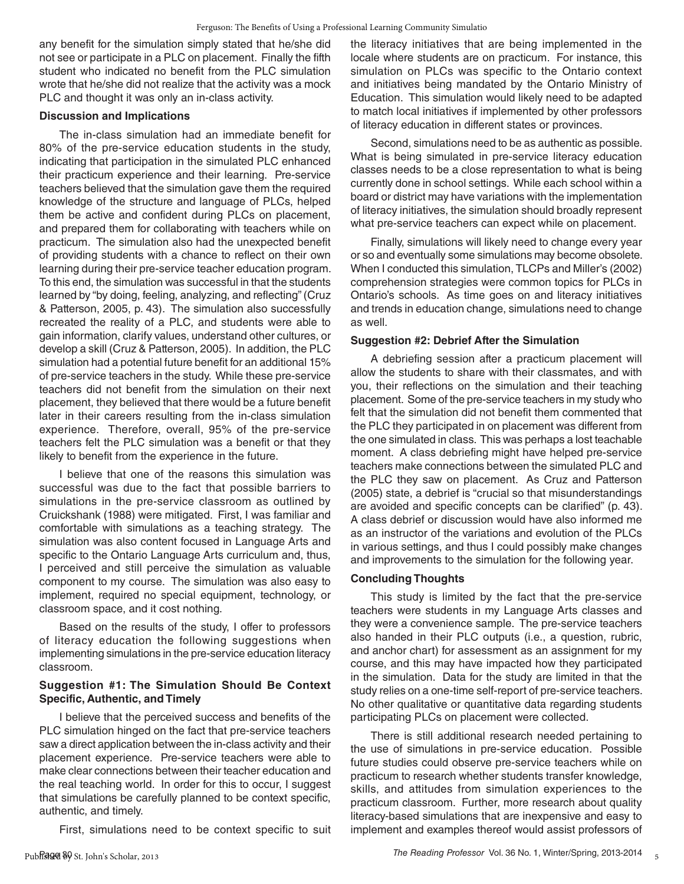any benefit for the simulation simply stated that he/she did not see or participate in a PLC on placement. Finally the fifth student who indicated no benefit from the PLC simulation wrote that he/she did not realize that the activity was a mock PLC and thought it was only an in-class activity.

### Discussion and Implications

The in-class simulation had an immediate benefit for 80% of the pre-service education students in the study, indicating that participation in the simulated PLC enhanced their practicum experience and their learning. Pre-service teachers believed that the simulation gave them the required knowledge of the structure and language of PLCs, helped them be active and confident during PLCs on placement, and prepared them for collaborating with teachers while on practicum. The simulation also had the unexpected benefit of providing students with a chance to reflect on their own learning during their pre-service teacher education program. To this end, the simulation was successful in that the students learned by "by doing, feeling, analyzing, and reflecting" (Cruz & Patterson, 2005, p. 43). The simulation also successfully recreated the reality of a PLC, and students were able to gain information, clarify values, understand other cultures, or develop a skill (Cruz & Patterson, 2005). In addition, the PLC simulation had a potential future benefit for an additional 15% of pre-service teachers in the study. While these pre-service teachers did not benefit from the simulation on their next placement, they believed that there would be a future benefit later in their careers resulting from the in-class simulation experience. Therefore, overall, 95% of the pre-service teachers felt the PLC simulation was a benefit or that they likely to benefit from the experience in the future.

I believe that one of the reasons this simulation was successful was due to the fact that possible barriers to simulations in the pre-service classroom as outlined by Cruickshank (1988) were mitigated. First, I was familiar and comfortable with simulations as a teaching strategy. The simulation was also content focused in Language Arts and specific to the Ontario Language Arts curriculum and, thus, I perceived and still perceive the simulation as valuable component to my course. The simulation was also easy to implement, required no special equipment, technology, or classroom space, and it cost nothing.

Based on the results of the study, I offer to professors of literacy education the following suggestions when implementing simulations in the pre-service education literacy classroom.

#### Suggestion #1: The Simulation Should Be Context Specific, Authentic, and Timely

I believe that the perceived success and benefits of the PLC simulation hinged on the fact that pre-service teachers saw a direct application between the in-class activity and their placement experience. Pre-service teachers were able to make clear connections between their teacher education and the real teaching world. In order for this to occur, I suggest that simulations be carefully planned to be context specific, authentic, and timely.

First, simulations need to be context specific to suit the literacy initiatives that are being implemented in the locale where students are on practicum. For instance, this simulation on PLCs was specific to the Ontario context and initiatives being mandated by the Ontario Ministry of Education. This simulation would likely need to be adapted to match local initiatives if implemented by other professors of literacy education in different states or provinces.

Second, simulations need to be as authentic as possible. What is being simulated in pre-service literacy education classes needs to be a close representation to what is being currently done in school settings. While each school within a board or district may have variations with the implementation of literacy initiatives, the simulation should broadly represent what pre-service teachers can expect while on placement.

Finally, simulations will likely need to change every year or so and eventually some simulations may become obsolete. When I conducted this simulation, TLCPs and Miller's (2002) comprehension strategies were common topics for PLCs in Ontario's schools. As time goes on and literacy initiatives and trends in education change, simulations need to change as well.

#### Suggestion #2: Debrief After the Simulation

A debriefing session after a practicum placement will allow the students to share with their classmates, and with you, their reflections on the simulation and their teaching placement. Some of the pre-service teachers in my study who felt that the simulation did not benefit them commented that the PLC they participated in on placement was different from the one simulated in class. This was perhaps a lost teachable moment. A class debriefing might have helped pre-service teachers make connections between the simulated PLC and the PLC they saw on placement. As Cruz and Patterson (2005) state, a debrief is "crucial so that misunderstandings are avoided and specific concepts can be clarified" (p. 43). A class debrief or discussion would have also informed me as an instructor of the variations and evolution of the PLCs in various settings, and thus I could possibly make changes and improvements to the simulation for the following year.

### Concluding Thoughts

This study is limited by the fact that the pre-service teachers were students in my Language Arts classes and they were a convenience sample. The pre-service teachers also handed in their PLC outputs (i.e., a question, rubric, and anchor chart) for assessment as an assignment for my course, and this may have impacted how they participated in the simulation. Data for the study are limited in that the study relies on a one-time self-report of pre-service teachers. No other qualitative or quantitative data regarding students participating PLCs on placement were collected.

There is still additional research needed pertaining to the use of simulations in pre-service education. Possible future studies could observe pre-service teachers while on practicum to research whether students transfer knowledge, skills, and attitudes from simulation experiences to the practicum classroom. Further, more research about quality literacy-based simulations that are inexpensive and easy to implement and examples thereof would assist professors of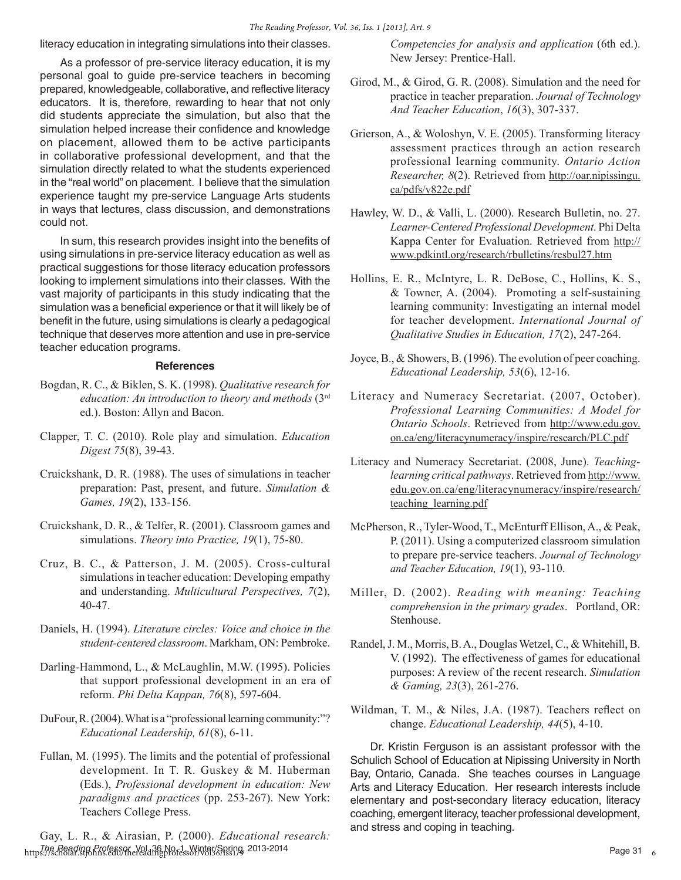literacy education in integrating simulations into their classes.

As a professor of pre-service literacy education, it is my personal goal to guide pre-service teachers in becoming prepared, knowledgeable, collaborative, and reflective literacy educators. It is, therefore, rewarding to hear that not only did students appreciate the simulation, but also that the simulation helped increase their confidence and knowledge on placement, allowed them to be active participants in collaborative professional development, and that the simulation directly related to what the students experienced in the "real world" on placement. I believe that the simulation experience taught my pre-service Language Arts students in ways that lectures, class discussion, and demonstrations could not.

In sum, this research provides insight into the benefits of using simulations in pre-service literacy education as well as practical suggestions for those literacy education professors looking to implement simulations into their classes. With the vast majority of participants in this study indicating that the simulation was a beneficial experience or that it will likely be of benefit in the future, using simulations is clearly a pedagogical technique that deserves more attention and use in pre-service teacher education programs.

## References

Bogdan, R. C., & Biklen, S. K. (1998). *Qualitative research for education: An introduction to theory and methods* (3rd ed.). Boston: Allyn and Bacon.

Clapper, T. C. (2010). Role play and simulation. *Education Digest 75*(8), 39-43.

Cruickshank, D. R. (1988). The uses of simulations in teacher preparation: Past, present, and future. *Simulation & Games, 19*(2), 133-156.

Cruickshank, D. R., & Telfer, R. (2001). Classroom games and simulations. *Theory into Practice, 19*(1), 75-80.

Cruz, B. C., & Patterson, J. M. (2005). Cross-cultural simulations in teacher education: Developing empathy and understanding. *Multicultural Perspectives, 7*(2), 40-47.

Daniels, H. (1994). *Literature circles: Voice and choice in the student-centered classroom*. Markham, ON: Pembroke.

Darling-Hammond, L., & McLaughlin, M.W. (1995). Policies that support professional development in an era of reform. *Phi Delta Kappan, 76*(8), 597-604.

DuFour, R. (2004). What is a "professional learning community:"? *Educational Leadership, 61*(8), 6-11.

Fullan, M. (1995). The limits and the potential of professional development. In T. R. Guskey & M. Huberman (Eds.), *Professional development in education: New paradigms and practices* (pp. 253-267). New York: Teachers College Press.

Gay, L. R., & Airasian, P. (2000). *Educational research: Competencies for analysis and application* (6th ed.). New Jersey: Prentice-Hall.

Girod, M., & Girod, G. R. (2008). Simulation and the need for practice in teacher preparation. *Journal of Technology And Teacher Education*, *16*(3), 307-337.

Grierson, A., & Woloshyn, V. E. (2005). Transforming literacy assessment practices through an action research professional learning community. *Ontario Action Researcher, 8*(2). Retrieved from http://oar.nipissingu.ca/pdfs/v822e.pdf

Hawley, W. D., & Valli, L. (2000). Research Bulletin, no. 27. *Learner-Centered Professional Development*. Phi Delta Kappa Center for Evaluation. Retrieved from http://www.pdkintl.org/research/rbulletins/resbul27.htm

Hollins, E. R., McIntyre, L. R. DeBose, C., Hollins, K. S., & Towner, A. (2004). Promoting a self-sustaining learning community: Investigating an internal model for teacher development. *International Journal of Qualitative Studies in Education, 17*(2), 247-264.

Joyce, B., & Showers, B. (1996). The evolution of peer coaching. *Educational Leadership, 53*(6), 12-16.

Literacy and Numeracy Secretariat. (2007, October). *Professional Learning Communities: A Model for Ontario Schools*. Retrieved from http://www.edu.gov.on.ca/eng/literacynumeracy/inspire/research/PLC.pdf

Literacy and Numeracy Secretariat. (2008, June). *Teaching-learning critical pathways*. Retrieved from http://www.edu.gov.on.ca/eng/literacynumeracy/inspire/research/teaching_learning.pdf

McPherson, R., Tyler-Wood, T., McEnturff Ellison, A., & Peak, P. (2011). Using a computerized classroom simulation to prepare pre-service teachers. *Journal of Technology and Teacher Education, 19*(1), 93-110.

Miller, D. (2002). *Reading with meaning: Teaching comprehension in the primary grades*. Portland, OR: Stenhouse.

Randel, J. M., Morris, B. A., Douglas Wetzel, C., & Whitehill, B. V. (1992). The effectiveness of games for educational purposes: A review of the recent research. *Simulation & Gaming, 23*(3), 261-276.

Wildman, T. M., & Niles, J.A. (1987). Teachers reflect on change. *Educational Leadership, 44*(5), 4-10.

Dr. Kristin Ferguson is an assistant professor with the Schulich School of Education at Nipissing University in North Bay, Ontario, Canada. She teaches courses in Language Arts and Literacy Education. Her research interests include elementary and post-secondary literacy education, literacy coaching, emergent literacy, teacher professional development, and stress and coping in teaching.